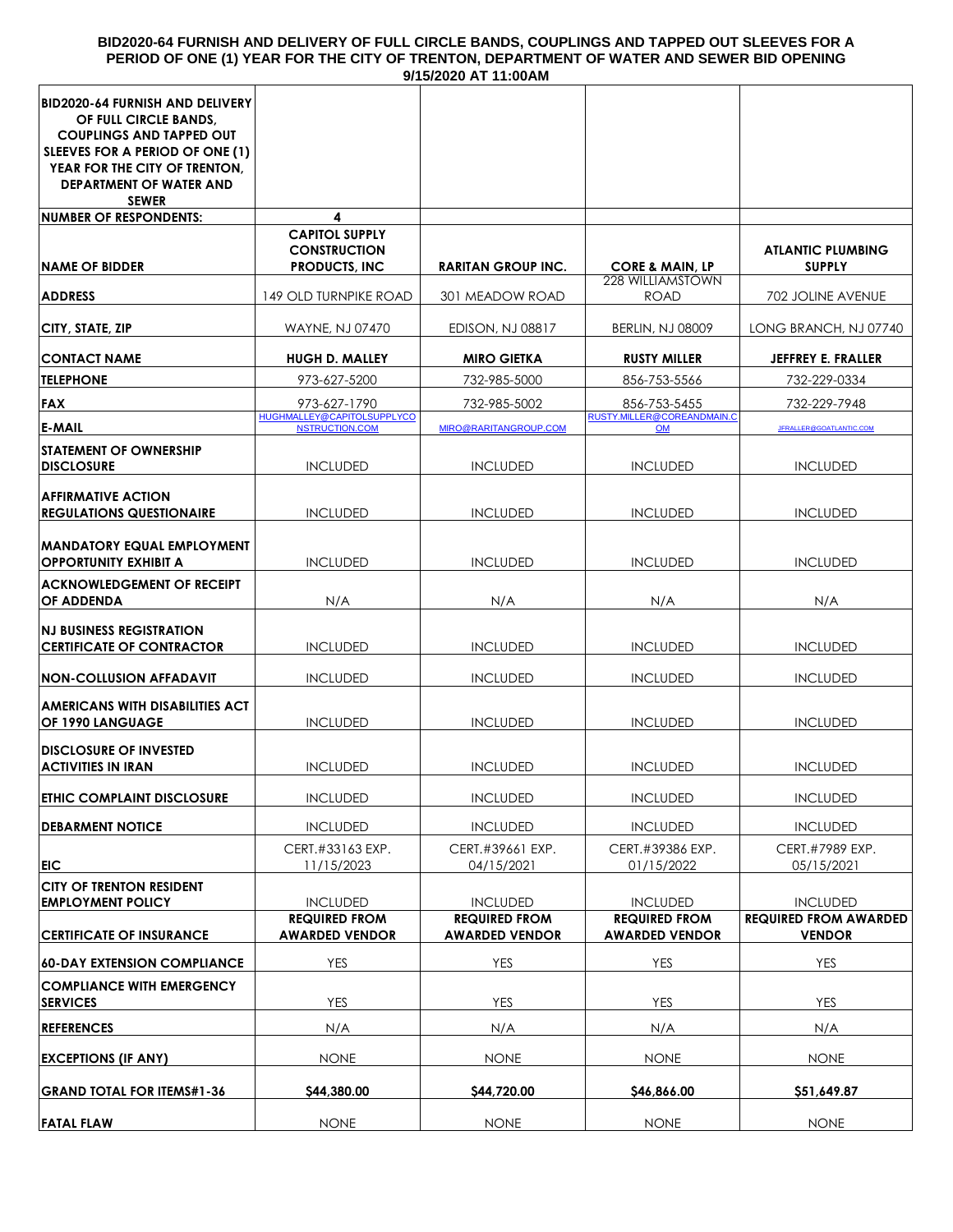**BID2020-64 FURNISH AND DELIVERY OF FULL CIRCLE BANDS, COUPLINGS AND TAPPED OUT SLEEVES FOR A PERIOD OF ONE (1) YEAR FOR THE CITY OF TRENTON, DEPARTMENT OF WATER AND SEWER BID OPENING 9/15/2020 AT 11:00AM**

| BID2020-64 FURNISH AND DELIVERY OF FULL CIRCLE BANDS, COUPLINGS AND TAPPED OUT SLEEVES FOR A PERIOD OF ONE (1) YEAR FOR THE CITY OF TRENTON, DEPARTMENT OF WATER AND SEWER | | | | |
|---|---|---|---|---|
| NUMBER OF RESPONDENTS: | 4 | | | |
| NAME OF BIDDER | CAPITOL SUPPLY CONSTRUCTION PRODUCTS, INC | RARITAN GROUP INC. | CORE & MAIN, LP | ATLANTIC PLUMBING SUPPLY |
| ADDRESS | 149 OLD TURNPIKE ROAD | 301 MEADOW ROAD | 228 WILLIAMSTOWN ROAD | 702 JOLINE AVENUE |
| CITY, STATE, ZIP | WAYNE, NJ 07470 | EDISON, NJ 08817 | BERLIN, NJ 08009 | LONG BRANCH, NJ 07740 |
| CONTACT NAME | HUGH D. MALLEY | MIRO GIETKA | RUSTY MILLER | JEFFREY E. FRALLER |
| TELEPHONE | 973-627-5200 | 732-985-5000 | 856-753-5566 | 732-229-0334 |
| FAX | 973-627-1790 | 732-985-5002 | 856-753-5455 | 732-229-7948 |
| E-MAIL | HUGHMALLEY@CAPITOLSUPPLYCONSTRUCTION.COM | MIRO@RARITANGROUP.COM | RUSTY.MILLER@COREANDMAIN.COM | JFRALLER@GOATLANTIC.COM |
| STATEMENT OF OWNERSHIP DISCLOSURE | INCLUDED | INCLUDED | INCLUDED | INCLUDED |
| AFFIRMATIVE ACTION REGULATIONS QUESTIONAIRE | INCLUDED | INCLUDED | INCLUDED | INCLUDED |
| MANDATORY EQUAL EMPLOYMENT OPPORTUNITY EXHIBIT A | INCLUDED | INCLUDED | INCLUDED | INCLUDED |
| ACKNOWLEDGEMENT OF RECEIPT OF ADDENDA | N/A | N/A | N/A | N/A |
| NJ BUSINESS REGISTRATION CERTIFICATE OF CONTRACTOR | INCLUDED | INCLUDED | INCLUDED | INCLUDED |
| NON-COLLUSION AFFADAVIT | INCLUDED | INCLUDED | INCLUDED | INCLUDED |
| AMERICANS WITH DISABILITIES ACT OF 1990 LANGUAGE | INCLUDED | INCLUDED | INCLUDED | INCLUDED |
| DISCLOSURE OF INVESTED ACTIVITIES IN IRAN | INCLUDED | INCLUDED | INCLUDED | INCLUDED |
| ETHIC COMPLAINT DISCLOSURE | INCLUDED | INCLUDED | INCLUDED | INCLUDED |
| DEBARMENT NOTICE | INCLUDED | INCLUDED | INCLUDED | INCLUDED |
| EIC | CERT.#33163 EXP. 11/15/2023 | CERT.#39661 EXP. 04/15/2021 | CERT.#39386 EXP. 01/15/2022 | CERT.#7989 EXP. 05/15/2021 |
| CITY OF TRENTON RESIDENT EMPLOYMENT POLICY | INCLUDED | INCLUDED | INCLUDED | INCLUDED |
| CERTIFICATE OF INSURANCE | REQUIRED FROM AWARDED VENDOR | REQUIRED FROM AWARDED VENDOR | REQUIRED FROM AWARDED VENDOR | REQUIRED FROM AWARDED VENDOR |
| 60-DAY EXTENSION COMPLIANCE | YES | YES | YES | YES |
| COMPLIANCE WITH EMERGENCY SERVICES | YES | YES | YES | YES |
| REFERENCES | N/A | N/A | N/A | N/A |
| EXCEPTIONS (IF ANY) | NONE | NONE | NONE | NONE |
| GRAND TOTAL FOR ITEMS#1-36 | $44,380.00 | $44,720.00 | $46,866.00 | $51,649.87 |
| FATAL FLAW | NONE | NONE | NONE | NONE |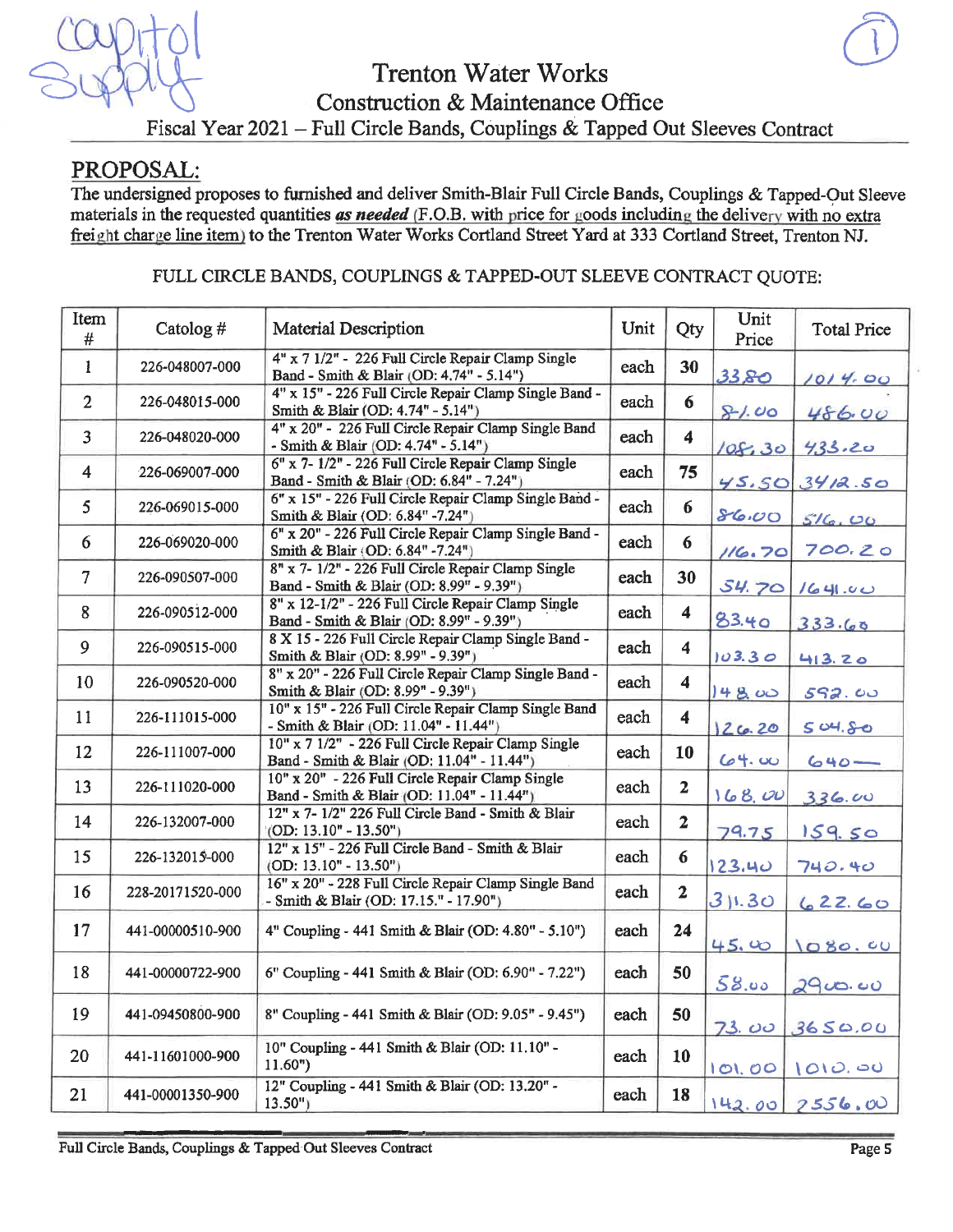Capitol Supply

①

# Trenton Water Works

## Construction & Maintenance Office

### Fiscal Year 2021 – Full Circle Bands, Couplings & Tapped Out Sleeves Contract

## PROPOSAL:

The undersigned proposes to furnished and deliver Smith-Blair Full Circle Bands, Couplings & Tapped-Out Sleeve materials in the requested quantities ***as needed*** (F.O.B. with price for goods including the delivery with no extra freight charge line item) to the Trenton Water Works Cortland Street Yard at 333 Cortland Street, Trenton NJ.

FULL CIRCLE BANDS, COUPLINGS & TAPPED-OUT SLEEVE CONTRACT QUOTE:

| Item # | Catolog # | Material Description | Unit | Qty | Unit Price | Total Price |
|---|---|---|---|---|---|---|
| 1 | 226-048007-000 | 4" x 7 1/2" - 226 Full Circle Repair Clamp Single Band - Smith & Blair (OD: 4.74" - 5.14") | each | 30 | 33.80 | 1014.00 |
| 2 | 226-048015-000 | 4" x 15" - 226 Full Circle Repair Clamp Single Band - Smith & Blair (OD: 4.74" - 5.14") | each | 6 | 81.00 | 486.00 |
| 3 | 226-048020-000 | 4" x 20" - 226 Full Circle Repair Clamp Single Band - Smith & Blair (OD: 4.74" - 5.14") | each | 4 | 108.30 | 433.20 |
| 4 | 226-069007-000 | 6" x 7- 1/2" - 226 Full Circle Repair Clamp Single Band - Smith & Blair (OD: 6.84" - 7.24") | each | 75 | 45.50 | 3412.50 |
| 5 | 226-069015-000 | 6" x 15" - 226 Full Circle Repair Clamp Single Band - Smith & Blair (OD: 6.84" -7.24") | each | 6 | 86.00 | 516.00 |
| 6 | 226-069020-000 | 6" x 20" - 226 Full Circle Repair Clamp Single Band - Smith & Blair (OD: 6.84" -7.24") | each | 6 | 116.70 | 700.20 |
| 7 | 226-090507-000 | 8" x 7- 1/2" - 226 Full Circle Repair Clamp Single Band - Smith & Blair (OD: 8.99" - 9.39") | each | 30 | 54.70 | 1641.00 |
| 8 | 226-090512-000 | 8" x 12-1/2" - 226 Full Circle Repair Clamp Single Band - Smith & Blair (OD: 8.99" - 9.39") | each | 4 | 83.40 | 333.60 |
| 9 | 226-090515-000 | 8 X 15 - 226 Full Circle Repair Clamp Single Band - Smith & Blair (OD: 8.99" - 9.39") | each | 4 | 103.30 | 413.20 |
| 10 | 226-090520-000 | 8" x 20" - 226 Full Circle Repair Clamp Single Band - Smith & Blair (OD: 8.99" - 9.39") | each | 4 | 148.00 | 592.00 |
| 11 | 226-111015-000 | 10" x 15" - 226 Full Circle Repair Clamp Single Band - Smith & Blair (OD: 11.04" - 11.44") | each | 4 | 126.20 | 504.80 |
| 12 | 226-111007-000 | 10" x 7 1/2" - 226 Full Circle Repair Clamp Single Band - Smith & Blair (OD: 11.04" - 11.44") | each | 10 | 64.00 | 640— |
| 13 | 226-111020-000 | 10" x 20" - 226 Full Circle Repair Clamp Single Band - Smith & Blair (OD: 11.04" - 11.44") | each | 2 | 168.00 | 336.00 |
| 14 | 226-132007-000 | 12" x 7- 1/2" 226 Full Circle Band - Smith & Blair (OD: 13.10" - 13.50") | each | 2 | 79.75 | 159.50 |
| 15 | 226-132015-000 | 12" x 15" - 226 Full Circle Band - Smith & Blair (OD: 13.10" - 13.50") | each | 6 | 123.40 | 740.40 |
| 16 | 228-20171520-000 | 16" x 20" - 228 Full Circle Repair Clamp Single Band - Smith & Blair (OD: 17.15." - 17.90") | each | 2 | 311.30 | 622.60 |
| 17 | 441-00000510-900 | 4" Coupling - 441 Smith & Blair (OD: 4.80" - 5.10") | each | 24 | 45.00 | 1080.00 |
| 18 | 441-00000722-900 | 6" Coupling - 441 Smith & Blair (OD: 6.90" - 7.22") | each | 50 | 58.00 | 2900.00 |
| 19 | 441-09450800-900 | 8" Coupling - 441 Smith & Blair (OD: 9.05" - 9.45") | each | 50 | 73.00 | 3650.00 |
| 20 | 441-11601000-900 | 10" Coupling - 441 Smith & Blair (OD: 11.10" - 11.60") | each | 10 | 101.00 | 1010.00 |
| 21 | 441-00001350-900 | 12" Coupling - 441 Smith & Blair (OD: 13.20" - 13.50") | each | 18 | 142.00 | 2556.00 |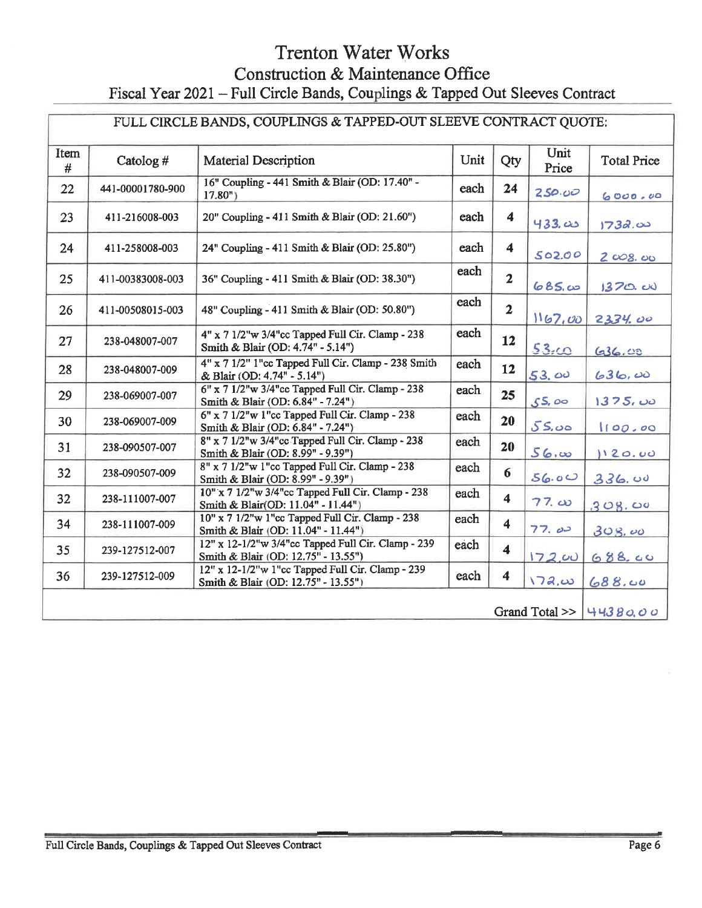# Trenton Water Works

## Construction & Maintenance Office

### Fiscal Year 2021 – Full Circle Bands, Couplings & Tapped Out Sleeves Contract

| FULL CIRCLE BANDS, COUPLINGS & TAPPED-OUT SLEEVE CONTRACT QUOTE: | | | | | | |
|---|---|---|---|---|---|---|
| Item # | Catalog # | Material Description | Unit | Qty | Unit Price | Total Price |
| 22 | 441-00001780-900 | 16" Coupling - 441 Smith & Blair (OD: 17.40" - 17.80") | each | 24 | 250.00 | 6000.00 |
| 23 | 411-216008-003 | 20" Coupling - 411 Smith & Blair (OD: 21.60") | each | 4 | 433.00 | 1732.00 |
| 24 | 411-258008-003 | 24" Coupling - 411 Smith & Blair (OD: 25.80") | each | 4 | 502.00 | 2008.00 |
| 25 | 411-00383008-003 | 36" Coupling - 411 Smith & Blair (OD: 38.30") | each | 2 | 685.00 | 1370.00 |
| 26 | 411-00508015-003 | 48" Coupling - 411 Smith & Blair (OD: 50.80") | each | 2 | 1167.00 | 2334.00 |
| 27 | 238-048007-007 | 4" x 7 1/2"w 3/4"cc Tapped Full Cir. Clamp - 238 Smith & Blair (OD: 4.74" - 5.14") | each | 12 | 53.00 | 636.00 |
| 28 | 238-048007-009 | 4" x 7 1/2" 1"cc Tapped Full Cir. Clamp - 238 Smith & Blair (OD: 4.74" - 5.14") | each | 12 | 53.00 | 636.00 |
| 29 | 238-069007-007 | 6" x 7 1/2"w 3/4"cc Tapped Full Cir. Clamp - 238 Smith & Blair (OD: 6.84" - 7.24") | each | 25 | 55.00 | 1375.00 |
| 30 | 238-069007-009 | 6" x 7 1/2"w 1"cc Tapped Full Cir. Clamp - 238 Smith & Blair (OD: 6.84" - 7.24") | each | 20 | 55.00 | 1100.00 |
| 31 | 238-090507-007 | 8" x 7 1/2"w 3/4"cc Tapped Full Cir. Clamp - 238 Smith & Blair (OD: 8.99" - 9.39") | each | 20 | 56.00 | 1120.00 |
| 32 | 238-090507-009 | 8" x 7 1/2"w 1"cc Tapped Full Cir. Clamp - 238 Smith & Blair (OD: 8.99" - 9.39") | each | 6 | 56.00 | 336.00 |
| 32 | 238-111007-007 | 10" x 7 1/2"w 3/4"cc Tapped Full Cir. Clamp - 238 Smith & Blair(OD: 11.04" - 11.44") | each | 4 | 77.00 | 308.00 |
| 34 | 238-111007-009 | 10" x 7 1/2"w 1"cc Tapped Full Cir. Clamp - 238 Smith & Blair (OD: 11.04" - 11.44") | each | 4 | 77.00 | 308.00 |
| 35 | 239-127512-007 | 12" x 12-1/2"w 3/4"cc Tapped Full Cir. Clamp - 239 Smith & Blair (OD: 12.75" - 13.55") | each | 4 | 172.00 | 688.00 |
| 36 | 239-127512-009 | 12" x 12-1/2"w 1"cc Tapped Full Cir. Clamp - 239 Smith & Blair (OD: 12.75" - 13.55") | each | 4 | 172.00 | 688.00 |
| | | | | | Grand Total >> | 44380.00 |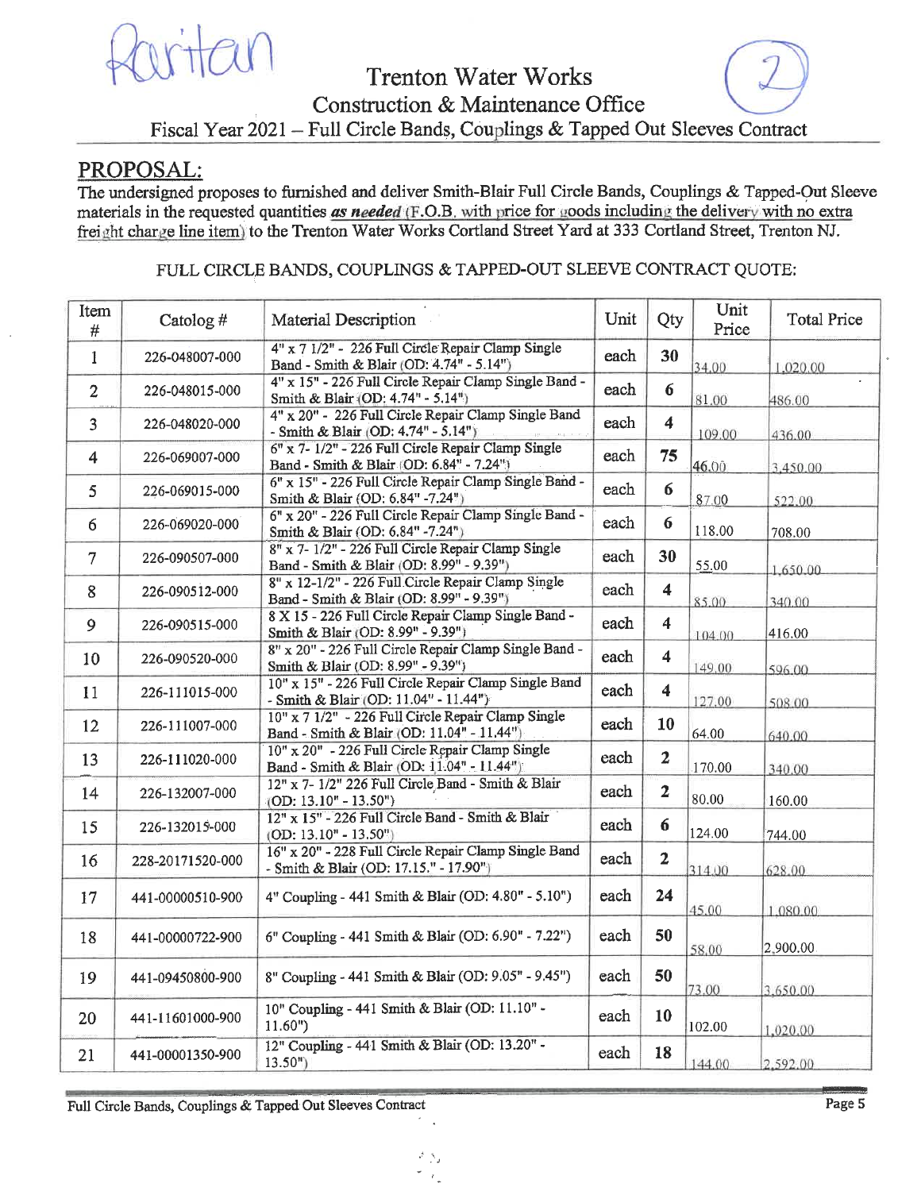Raritan

# Trenton Water Works

## Construction & Maintenance Office

### Fiscal Year 2021 – Full Circle Bands, Couplings & Tapped Out Sleeves Contract

## PROPOSAL:

The undersigned proposes to furnished and deliver Smith-Blair Full Circle Bands, Couplings & Tapped-Out Sleeve materials in the requested quantities ***as needed*** (F.O.B. with price for goods including the delivery with no extra freight charge line item) to the Trenton Water Works Cortland Street Yard at 333 Cortland Street, Trenton NJ.

FULL CIRCLE BANDS, COUPLINGS & TAPPED-OUT SLEEVE CONTRACT QUOTE:

| Item # | Catolog # | Material Description | Unit | Qty | Unit Price | Total Price |
|---|---|---|---|---|---|---|
| 1 | 226-048007-000 | 4" x 7 1/2" - 226 Full Circle Repair Clamp Single Band - Smith & Blair (OD: 4.74" - 5.14") | each | 30 | 34.00 | 1,020.00 |
| 2 | 226-048015-000 | 4" x 15" - 226 Full Circle Repair Clamp Single Band - Smith & Blair (OD: 4.74" - 5.14") | each | 6 | 81.00 | 486.00 |
| 3 | 226-048020-000 | 4" x 20" - 226 Full Circle Repair Clamp Single Band - Smith & Blair (OD: 4.74" - 5.14") | each | 4 | 109.00 | 436.00 |
| 4 | 226-069007-000 | 6" x 7- 1/2" - 226 Full Circle Repair Clamp Single Band - Smith & Blair (OD: 6.84" - 7.24") | each | 75 | 46.00 | 3,450.00 |
| 5 | 226-069015-000 | 6" x 15" - 226 Full Circle Repair Clamp Single Band - Smith & Blair (OD: 6.84" -7.24") | each | 6 | 87.00 | 522.00 |
| 6 | 226-069020-000 | 6" x 20" - 226 Full Circle Repair Clamp Single Band - Smith & Blair (OD: 6.84" -7.24") | each | 6 | 118.00 | 708.00 |
| 7 | 226-090507-000 | 8" x 7- 1/2" - 226 Full Circle Repair Clamp Single Band - Smith & Blair (OD: 8.99" - 9.39") | each | 30 | 55.00 | 1,650.00 |
| 8 | 226-090512-000 | 8" x 12-1/2" - 226 Full Circle Repair Clamp Single Band - Smith & Blair (OD: 8.99" - 9.39") | each | 4 | 85.00 | 340.00 |
| 9 | 226-090515-000 | 8 X 15 - 226 Full Circle Repair Clamp Single Band - Smith & Blair (OD: 8.99" - 9.39") | each | 4 | 104.00 | 416.00 |
| 10 | 226-090520-000 | 8" x 20" - 226 Full Circle Repair Clamp Single Band - Smith & Blair (OD: 8.99" - 9.39") | each | 4 | 149.00 | 596.00 |
| 11 | 226-111015-000 | 10" x 15" - 226 Full Circle Repair Clamp Single Band - Smith & Blair (OD: 11.04" - 11.44") | each | 4 | 127.00 | 508.00 |
| 12 | 226-111007-000 | 10" x 7 1/2" - 226 Full Circle Repair Clamp Single Band - Smith & Blair (OD: 11.04" - 11.44") | each | 10 | 64.00 | 640.00 |
| 13 | 226-111020-000 | 10" x 20" - 226 Full Circle Repair Clamp Single Band - Smith & Blair (OD: 11.04" - 11.44") | each | 2 | 170.00 | 340.00 |
| 14 | 226-132007-000 | 12" x 7- 1/2" 226 Full Circle Band - Smith & Blair (OD: 13.10" - 13.50") | each | 2 | 80.00 | 160.00 |
| 15 | 226-132015-000 | 12" x 15" - 226 Full Circle Band - Smith & Blair (OD: 13.10" - 13.50") | each | 6 | 124.00 | 744.00 |
| 16 | 228-20171520-000 | 16" x 20" - 228 Full Circle Repair Clamp Single Band - Smith & Blair (OD: 17.15." - 17.90") | each | 2 | 314.00 | 628.00 |
| 17 | 441-00000510-900 | 4" Coupling - 441 Smith & Blair (OD: 4.80" - 5.10") | each | 24 | 45.00 | 1,080.00 |
| 18 | 441-00000722-900 | 6" Coupling - 441 Smith & Blair (OD: 6.90" - 7.22") | each | 50 | 58.00 | 2,900.00 |
| 19 | 441-09450800-900 | 8" Coupling - 441 Smith & Blair (OD: 9.05" - 9.45") | each | 50 | 73.00 | 3,650.00 |
| 20 | 441-11601000-900 | 10" Coupling - 441 Smith & Blair (OD: 11.10" - 11.60") | each | 10 | 102.00 | 1,020.00 |
| 21 | 441-00001350-900 | 12" Coupling - 441 Smith & Blair (OD: 13.20" - 13.50") | each | 18 | 144.00 | 2,592.00 |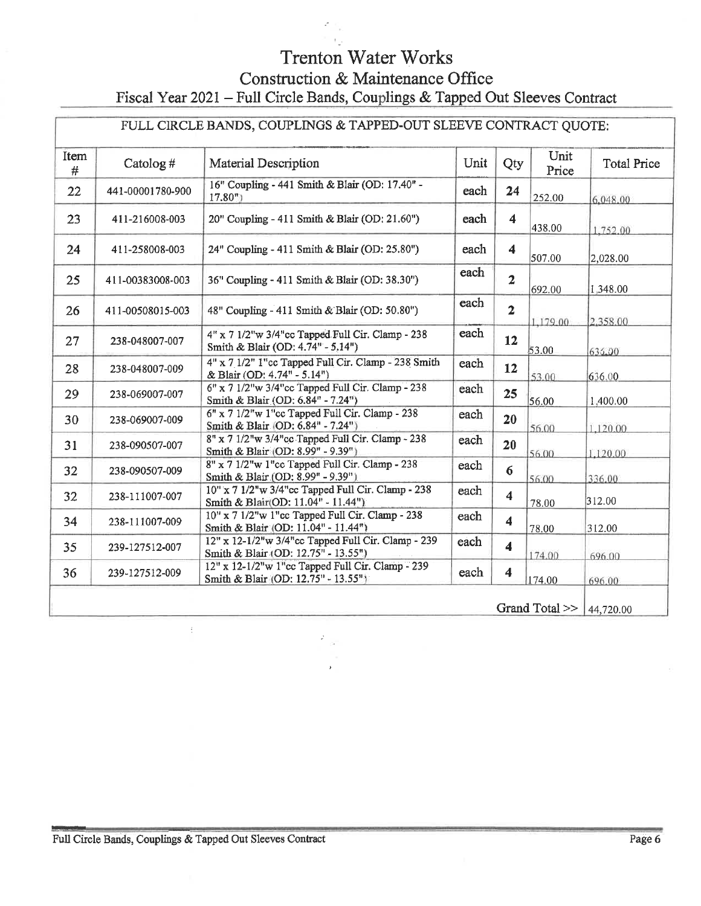# Trenton Water Works

## Construction & Maintenance Office

### Fiscal Year 2021 – Full Circle Bands, Couplings & Tapped Out Sleeves Contract

FULL CIRCLE BANDS, COUPLINGS & TAPPED-OUT SLEEVE CONTRACT QUOTE:

| Item # | Catalog # | Material Description | Unit | Qty | Unit Price | Total Price |
|---|---|---|---|---|---|---|
| 22 | 441-00001780-900 | 16" Coupling - 441 Smith & Blair (OD: 17.40" - 17.80") | each | 24 | 252.00 | 6,048.00 |
| 23 | 411-216008-003 | 20" Coupling - 411 Smith & Blair (OD: 21.60") | each | 4 | 438.00 | 1,752.00 |
| 24 | 411-258008-003 | 24" Coupling - 411 Smith & Blair (OD: 25.80") | each | 4 | 507.00 | 2,028.00 |
| 25 | 411-00383008-003 | 36" Coupling - 411 Smith & Blair (OD: 38.30") | each | 2 | 692.00 | 1,348.00 |
| 26 | 411-00508015-003 | 48" Coupling - 411 Smith & Blair (OD: 50.80") | each | 2 | 1,179.00 | 2,358.00 |
| 27 | 238-048007-007 | 4" x 7 1/2"w 3/4"cc Tapped Full Cir. Clamp - 238 Smith & Blair (OD: 4.74" - 5.14") | each | 12 | 53.00 | 636.00 |
| 28 | 238-048007-009 | 4" x 7 1/2" 1"cc Tapped Full Cir. Clamp - 238 Smith & Blair (OD: 4.74" - 5.14") | each | 12 | 53.00 | 636.00 |
| 29 | 238-069007-007 | 6" x 7 1/2"w 3/4"cc Tapped Full Cir. Clamp - 238 Smith & Blair (OD: 6.84" - 7.24") | each | 25 | 56.00 | 1,400.00 |
| 30 | 238-069007-009 | 6" x 7 1/2"w 1"cc Tapped Full Cir. Clamp - 238 Smith & Blair (OD: 6.84" - 7.24") | each | 20 | 56.00 | 1,120.00 |
| 31 | 238-090507-007 | 8" x 7 1/2"w 3/4"cc Tapped Full Cir. Clamp - 238 Smith & Blair (OD: 8.99" - 9.39") | each | 20 | 56.00 | 1,120.00 |
| 32 | 238-090507-009 | 8" x 7 1/2"w 1"cc Tapped Full Cir. Clamp - 238 Smith & Blair (OD: 8.99" - 9.39") | each | 6 | 56.00 | 336.00 |
| 32 | 238-111007-007 | 10" x 7 1/2"w 3/4"cc Tapped Full Cir. Clamp - 238 Smith & Blair(OD: 11.04" - 11.44") | each | 4 | 78.00 | 312.00 |
| 34 | 238-111007-009 | 10" x 7 1/2"w 1"cc Tapped Full Cir. Clamp - 238 Smith & Blair (OD: 11.04" - 11.44") | each | 4 | 78.00 | 312.00 |
| 35 | 239-127512-007 | 12" x 12-1/2"w 3/4"cc Tapped Full Cir. Clamp - 239 Smith & Blair (OD: 12.75" - 13.55") | each | 4 | 174.00 | 696.00 |
| 36 | 239-127512-009 | 12" x 12-1/2"w 1"cc Tapped Full Cir. Clamp - 239 Smith & Blair (OD: 12.75" - 13.55") | each | 4 | 174.00 | 696.00 |
| | | | | | Grand Total >> | 44,720.00 |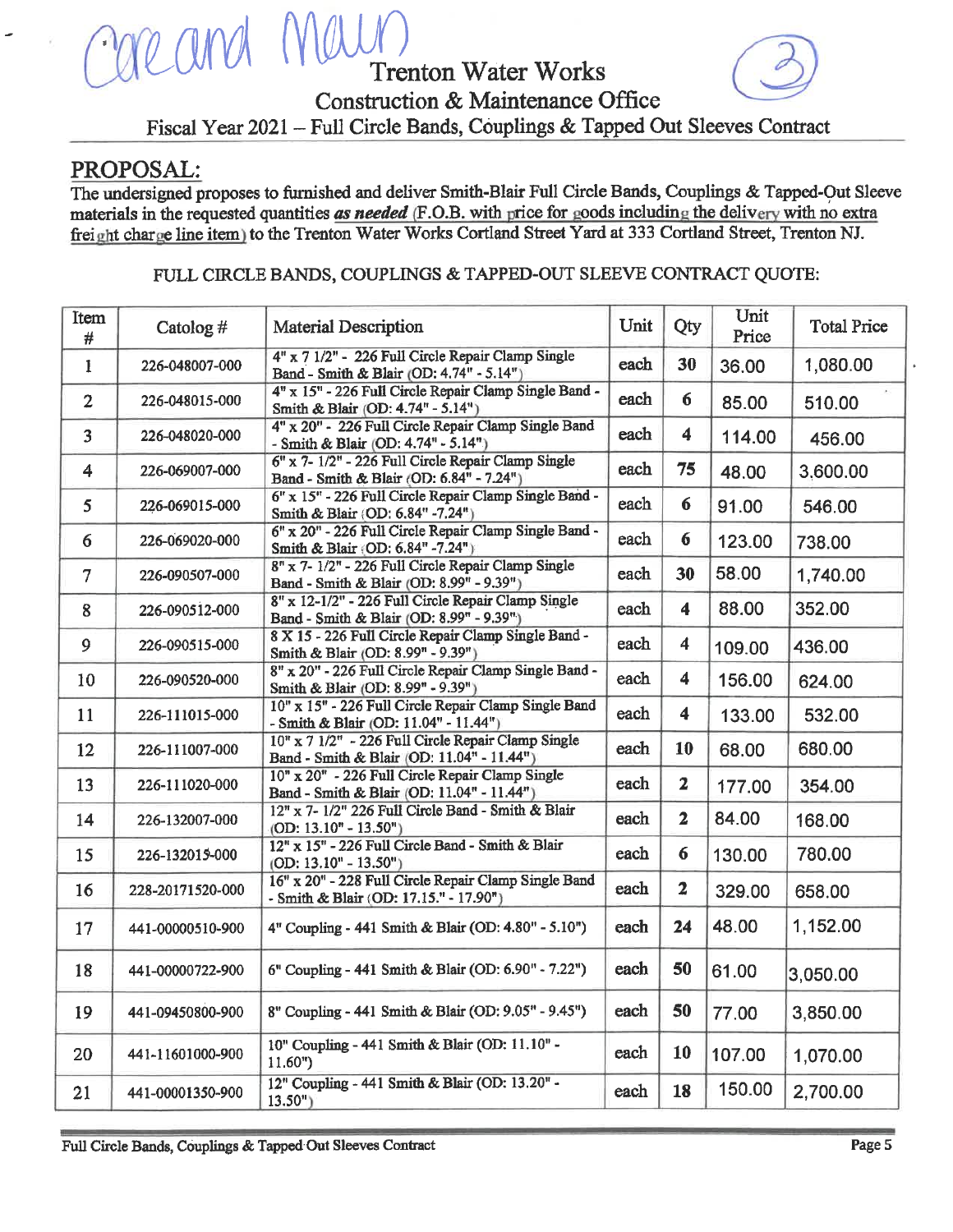Core and Main

# Trenton Water Works

## Construction & Maintenance Office

### Fiscal Year 2021 – Full Circle Bands, Couplings & Tapped Out Sleeves Contract

(3)

## PROPOSAL:

The undersigned proposes to furnished and deliver Smith-Blair Full Circle Bands, Couplings & Tapped-Out Sleeve materials in the requested quantities ***as needed*** (F.O.B. with price for goods including the delivery with no extra freight charge line item) to the Trenton Water Works Cortland Street Yard at 333 Cortland Street, Trenton NJ.

FULL CIRCLE BANDS, COUPLINGS & TAPPED-OUT SLEEVE CONTRACT QUOTE:

| Item # | Catolog # | Material Description | Unit | Qty | Unit Price | Total Price |
|---|---|---|---|---|---|---|
| 1 | 226-048007-000 | 4" x 7 1/2" - 226 Full Circle Repair Clamp Single Band - Smith & Blair (OD: 4.74" - 5.14") | each | 30 | 36.00 | 1,080.00 |
| 2 | 226-048015-000 | 4" x 15" - 226 Full Circle Repair Clamp Single Band - Smith & Blair (OD: 4.74" - 5.14") | each | 6 | 85.00 | 510.00 |
| 3 | 226-048020-000 | 4" x 20" - 226 Full Circle Repair Clamp Single Band - Smith & Blair (OD: 4.74" - 5.14") | each | 4 | 114.00 | 456.00 |
| 4 | 226-069007-000 | 6" x 7- 1/2" - 226 Full Circle Repair Clamp Single Band - Smith & Blair (OD: 6.84" - 7.24") | each | 75 | 48.00 | 3,600.00 |
| 5 | 226-069015-000 | 6" x 15" - 226 Full Circle Repair Clamp Single Band - Smith & Blair (OD: 6.84" -7.24") | each | 6 | 91.00 | 546.00 |
| 6 | 226-069020-000 | 6" x 20" - 226 Full Circle Repair Clamp Single Band - Smith & Blair (OD: 6.84" -7.24") | each | 6 | 123.00 | 738.00 |
| 7 | 226-090507-000 | 8" x 7- 1/2" - 226 Full Circle Repair Clamp Single Band - Smith & Blair (OD: 8.99" - 9.39") | each | 30 | 58.00 | 1,740.00 |
| 8 | 226-090512-000 | 8" x 12-1/2" - 226 Full Circle Repair Clamp Single Band - Smith & Blair (OD: 8.99" - 9.39") | each | 4 | 88.00 | 352.00 |
| 9 | 226-090515-000 | 8 X 15 - 226 Full Circle Repair Clamp Single Band - Smith & Blair (OD: 8.99" - 9.39") | each | 4 | 109.00 | 436.00 |
| 10 | 226-090520-000 | 8" x 20" - 226 Full Circle Repair Clamp Single Band - Smith & Blair (OD: 8.99" - 9.39") | each | 4 | 156.00 | 624.00 |
| 11 | 226-111015-000 | 10" x 15" - 226 Full Circle Repair Clamp Single Band - Smith & Blair (OD: 11.04" - 11.44") | each | 4 | 133.00 | 532.00 |
| 12 | 226-111007-000 | 10" x 7 1/2" - 226 Full Circle Repair Clamp Single Band - Smith & Blair (OD: 11.04" - 11.44") | each | 10 | 68.00 | 680.00 |
| 13 | 226-111020-000 | 10" x 20" - 226 Full Circle Repair Clamp Single Band - Smith & Blair (OD: 11.04" - 11.44") | each | 2 | 177.00 | 354.00 |
| 14 | 226-132007-000 | 12" x 7- 1/2" 226 Full Circle Band - Smith & Blair (OD: 13.10" - 13.50") | each | 2 | 84.00 | 168.00 |
| 15 | 226-132015-000 | 12" x 15" - 226 Full Circle Band - Smith & Blair (OD: 13.10" - 13.50") | each | 6 | 130.00 | 780.00 |
| 16 | 228-20171520-000 | 16" x 20" - 228 Full Circle Repair Clamp Single Band - Smith & Blair (OD: 17.15." - 17.90") | each | 2 | 329.00 | 658.00 |
| 17 | 441-00000510-900 | 4" Coupling - 441 Smith & Blair (OD: 4.80" - 5.10") | each | 24 | 48.00 | 1,152.00 |
| 18 | 441-00000722-900 | 6" Coupling - 441 Smith & Blair (OD: 6.90" - 7.22") | each | 50 | 61.00 | 3,050.00 |
| 19 | 441-09450800-900 | 8" Coupling - 441 Smith & Blair (OD: 9.05" - 9.45") | each | 50 | 77.00 | 3,850.00 |
| 20 | 441-11601000-900 | 10" Coupling - 441 Smith & Blair (OD: 11.10" - 11.60") | each | 10 | 107.00 | 1,070.00 |
| 21 | 441-00001350-900 | 12" Coupling - 441 Smith & Blair (OD: 13.20" - 13.50") | each | 18 | 150.00 | 2,700.00 |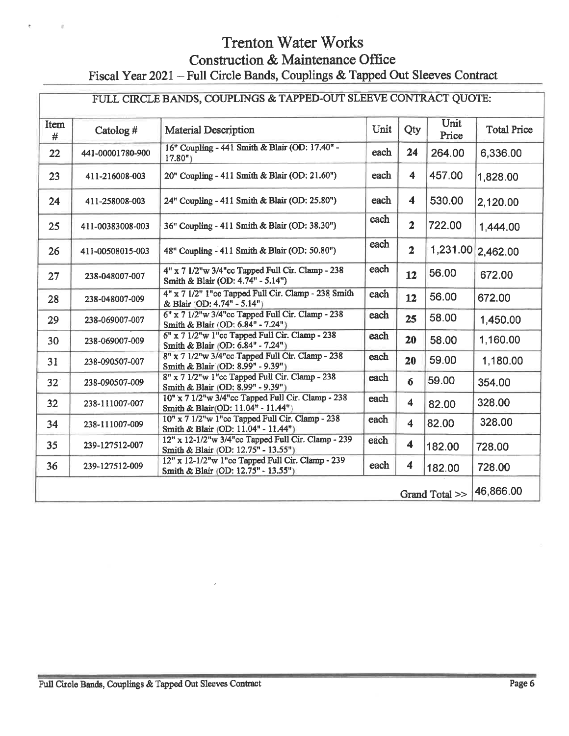# Trenton Water Works

## Construction & Maintenance Office

### Fiscal Year 2021 – Full Circle Bands, Couplings & Tapped Out Sleeves Contract

| FULL CIRCLE BANDS, COUPLINGS & TAPPED-OUT SLEEVE CONTRACT QUOTE: | | | | | | |
|---|---|---|---|---|---|---|
| Item # | Catalog # | Material Description | Unit | Qty | Unit Price | Total Price |
| 22 | 441-00001780-900 | 16" Coupling - 441 Smith & Blair (OD: 17.40" - 17.80") | each | 24 | 264.00 | 6,336.00 |
| 23 | 411-216008-003 | 20" Coupling - 411 Smith & Blair (OD: 21.60") | each | 4 | 457.00 | 1,828.00 |
| 24 | 411-258008-003 | 24" Coupling - 411 Smith & Blair (OD: 25.80") | each | 4 | 530.00 | 2,120.00 |
| 25 | 411-00383008-003 | 36" Coupling - 411 Smith & Blair (OD: 38.30") | each | 2 | 722.00 | 1,444.00 |
| 26 | 411-00508015-003 | 48" Coupling - 411 Smith & Blair (OD: 50.80") | each | 2 | 1,231.00 | 2,462.00 |
| 27 | 238-048007-007 | 4" x 7 1/2"w 3/4"cc Tapped Full Cir. Clamp - 238 Smith & Blair (OD: 4.74" - 5.14") | each | 12 | 56.00 | 672.00 |
| 28 | 238-048007-009 | 4" x 7 1/2" 1"cc Tapped Full Cir. Clamp - 238 Smith & Blair (OD: 4.74" - 5.14") | each | 12 | 56.00 | 672.00 |
| 29 | 238-069007-007 | 6" x 7 1/2"w 3/4"cc Tapped Full Cir. Clamp - 238 Smith & Blair (OD: 6.84" - 7.24") | each | 25 | 58.00 | 1,450.00 |
| 30 | 238-069007-009 | 6" x 7 1/2"w 1"cc Tapped Full Cir. Clamp - 238 Smith & Blair (OD: 6.84" - 7.24") | each | 20 | 58.00 | 1,160.00 |
| 31 | 238-090507-007 | 8" x 7 1/2"w 3/4"cc Tapped Full Cir. Clamp - 238 Smith & Blair (OD: 8.99" - 9.39") | each | 20 | 59.00 | 1,180.00 |
| 32 | 238-090507-009 | 8" x 7 1/2"w 1"cc Tapped Full Cir. Clamp - 238 Smith & Blair (OD: 8.99" - 9.39") | each | 6 | 59.00 | 354.00 |
| 32 | 238-111007-007 | 10" x 7 1/2"w 3/4"cc Tapped Full Cir. Clamp - 238 Smith & Blair(OD: 11.04" - 11.44") | each | 4 | 82.00 | 328.00 |
| 34 | 238-111007-009 | 10" x 7 1/2"w 1"cc Tapped Full Cir. Clamp - 238 Smith & Blair (OD: 11.04" - 11.44") | each | 4 | 82.00 | 328.00 |
| 35 | 239-127512-007 | 12" x 12-1/2"w 3/4"cc Tapped Full Cir. Clamp - 239 Smith & Blair (OD: 12.75" - 13.55") | each | 4 | 182.00 | 728.00 |
| 36 | 239-127512-009 | 12" x 12-1/2"w 1"cc Tapped Full Cir. Clamp - 239 Smith & Blair (OD: 12.75" - 13.55") | each | 4 | 182.00 | 728.00 |
| | | | | | Grand Total >> | 46,866.00 |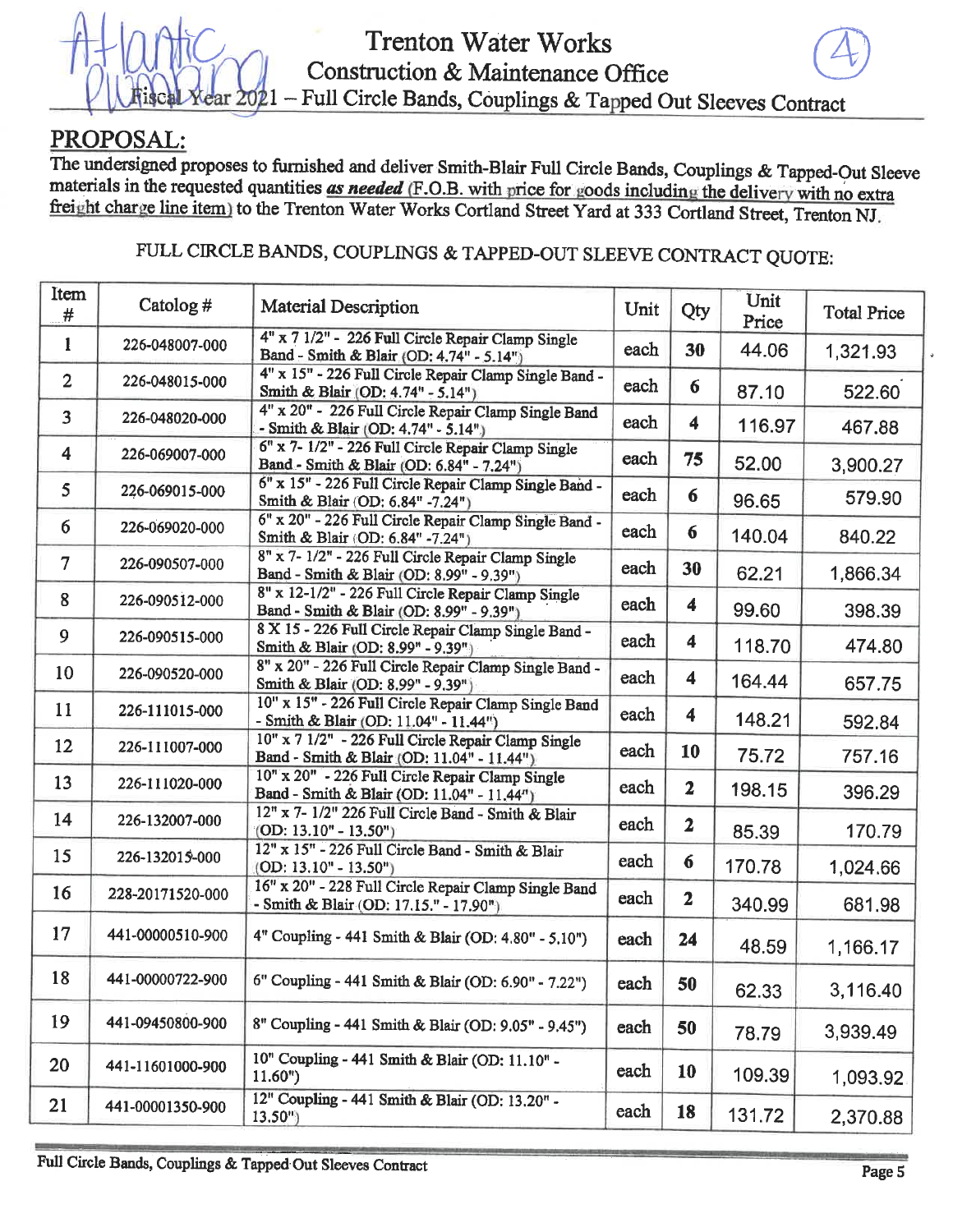Atlantic Plumbing

# Trenton Water Works

## Construction & Maintenance Office

### Fiscal Year 2021 – Full Circle Bands, Couplings & Tapped Out Sleeves Contract

④

## PROPOSAL:

**The undersigned proposes to furnished and deliver Smith-Blair Full Circle Bands, Couplings & Tapped-Out Sleeve materials in the requested quantities *as needed* (F.O.B. with price for goods including the delivery with no extra freight charge line item) to the Trenton Water Works Cortland Street Yard at 333 Cortland Street, Trenton NJ.**

FULL CIRCLE BANDS, COUPLINGS & TAPPED-OUT SLEEVE CONTRACT QUOTE:

| Item # | Catolog # | Material Description | Unit | Qty | Unit Price | Total Price |
|---|---|---|---|---|---|---|
| 1 | 226-048007-000 | 4" x 7 1/2" - 226 Full Circle Repair Clamp Single Band - Smith & Blair (OD: 4.74" - 5.14") | each | 30 | 44.06 | 1,321.93 |
| 2 | 226-048015-000 | 4" x 15" - 226 Full Circle Repair Clamp Single Band - Smith & Blair (OD: 4.74" - 5.14") | each | 6 | 87.10 | 522.60 |
| 3 | 226-048020-000 | 4" x 20" - 226 Full Circle Repair Clamp Single Band - Smith & Blair (OD: 4.74" - 5.14") | each | 4 | 116.97 | 467.88 |
| 4 | 226-069007-000 | 6" x 7- 1/2" - 226 Full Circle Repair Clamp Single Band - Smith & Blair (OD: 6.84" - 7.24") | each | 75 | 52.00 | 3,900.27 |
| 5 | 226-069015-000 | 6" x 15" - 226 Full Circle Repair Clamp Single Band - Smith & Blair (OD: 6.84" -7.24") | each | 6 | 96.65 | 579.90 |
| 6 | 226-069020-000 | 6" x 20" - 226 Full Circle Repair Clamp Single Band - Smith & Blair (OD: 6.84" -7.24") | each | 6 | 140.04 | 840.22 |
| 7 | 226-090507-000 | 8" x 7- 1/2" - 226 Full Circle Repair Clamp Single Band - Smith & Blair (OD: 8.99" - 9.39") | each | 30 | 62.21 | 1,866.34 |
| 8 | 226-090512-000 | 8" x 12-1/2" - 226 Full Circle Repair Clamp Single Band - Smith & Blair (OD: 8.99" - 9.39") | each | 4 | 99.60 | 398.39 |
| 9 | 226-090515-000 | 8 X 15 - 226 Full Circle Repair Clamp Single Band - Smith & Blair (OD: 8.99" - 9.39") | each | 4 | 118.70 | 474.80 |
| 10 | 226-090520-000 | 8" x 20" - 226 Full Circle Repair Clamp Single Band - Smith & Blair (OD: 8.99" - 9.39") | each | 4 | 164.44 | 657.75 |
| 11 | 226-111015-000 | 10" x 15" - 226 Full Circle Repair Clamp Single Band - Smith & Blair (OD: 11.04" - 11.44") | each | 4 | 148.21 | 592.84 |
| 12 | 226-111007-000 | 10" x 7 1/2" - 226 Full Circle Repair Clamp Single Band - Smith & Blair (OD: 11.04" - 11.44") | each | 10 | 75.72 | 757.16 |
| 13 | 226-111020-000 | 10" x 20" - 226 Full Circle Repair Clamp Single Band - Smith & Blair (OD: 11.04" - 11.44") | each | 2 | 198.15 | 396.29 |
| 14 | 226-132007-000 | 12" x 7- 1/2" 226 Full Circle Band - Smith & Blair (OD: 13.10" - 13.50") | each | 2 | 85.39 | 170.79 |
| 15 | 226-132015-000 | 12" x 15" - 226 Full Circle Band - Smith & Blair (OD: 13.10" - 13.50") | each | 6 | 170.78 | 1,024.66 |
| 16 | 228-20171520-000 | 16" x 20" - 228 Full Circle Repair Clamp Single Band - Smith & Blair (OD: 17.15." - 17.90") | each | 2 | 340.99 | 681.98 |
| 17 | 441-00000510-900 | 4" Coupling - 441 Smith & Blair (OD: 4.80" - 5.10") | each | 24 | 48.59 | 1,166.17 |
| 18 | 441-00000722-900 | 6" Coupling - 441 Smith & Blair (OD: 6.90" - 7.22") | each | 50 | 62.33 | 3,116.40 |
| 19 | 441-09450800-900 | 8" Coupling - 441 Smith & Blair (OD: 9.05" - 9.45") | each | 50 | 78.79 | 3,939.49 |
| 20 | 441-11601000-900 | 10" Coupling - 441 Smith & Blair (OD: 11.10" - 11.60") | each | 10 | 109.39 | 1,093.92 |
| 21 | 441-00001350-900 | 12" Coupling - 441 Smith & Blair (OD: 13.20" - 13.50") | each | 18 | 131.72 | 2,370.88 |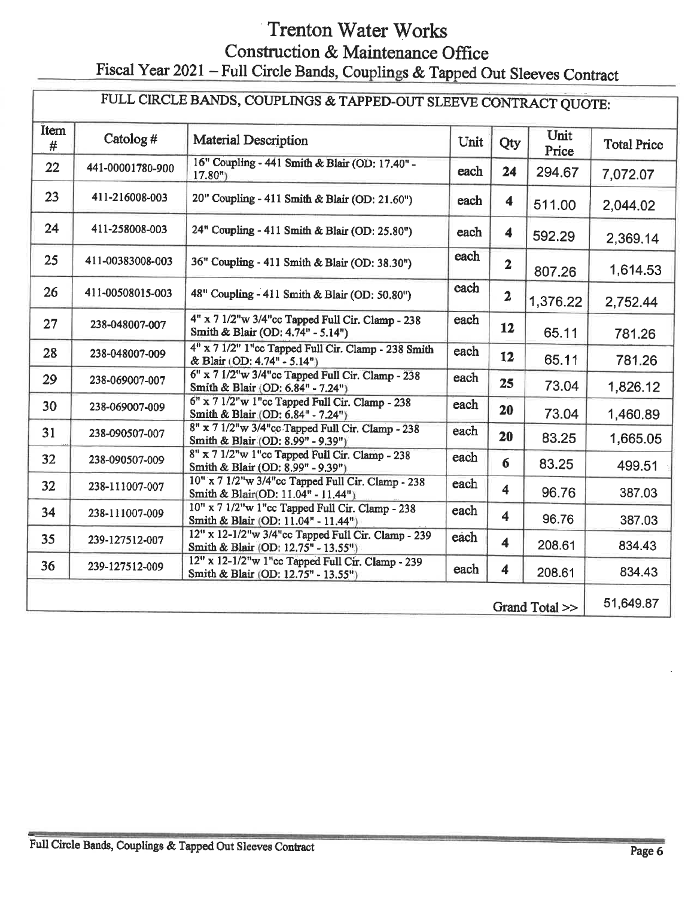# Trenton Water Works

## Construction & Maintenance Office

### Fiscal Year 2021 – Full Circle Bands, Couplings & Tapped Out Sleeves Contract

| FULL CIRCLE BANDS, COUPLINGS & TAPPED-OUT SLEEVE CONTRACT QUOTE: | | | | | | |
|---|---|---|---|---|---|---|
| **Item #** | **Catolog #** | **Material Description** | **Unit** | **Qty** | **Unit Price** | **Total Price** |
| 22 | 441-00001780-900 | 16" Coupling - 441 Smith & Blair (OD: 17.40" - 17.80") | each | 24 | 294.67 | 7,072.07 |
| 23 | 411-216008-003 | 20" Coupling - 411 Smith & Blair (OD: 21.60") | each | 4 | 511.00 | 2,044.02 |
| 24 | 411-258008-003 | 24" Coupling - 411 Smith & Blair (OD: 25.80") | each | 4 | 592.29 | 2,369.14 |
| 25 | 411-00383008-003 | 36" Coupling - 411 Smith & Blair (OD: 38.30") | each | 2 | 807.26 | 1,614.53 |
| 26 | 411-00508015-003 | 48" Coupling - 411 Smith & Blair (OD: 50.80") | each | 2 | 1,376.22 | 2,752.44 |
| 27 | 238-048007-007 | 4" x 7 1/2"w 3/4"cc Tapped Full Cir. Clamp - 238 Smith & Blair (OD: 4.74" - 5.14") | each | 12 | 65.11 | 781.26 |
| 28 | 238-048007-009 | 4" x 7 1/2" 1"cc Tapped Full Cir. Clamp - 238 Smith & Blair (OD: 4.74" - 5.14") | each | 12 | 65.11 | 781.26 |
| 29 | 238-069007-007 | 6" x 7 1/2"w 3/4"cc Tapped Full Cir. Clamp - 238 Smith & Blair (OD: 6.84" - 7.24") | each | 25 | 73.04 | 1,826.12 |
| 30 | 238-069007-009 | 6" x 7 1/2"w 1"cc Tapped Full Cir. Clamp - 238 Smith & Blair (OD: 6.84" - 7.24") | each | 20 | 73.04 | 1,460.89 |
| 31 | 238-090507-007 | 8" x 7 1/2"w 3/4"cc Tapped Full Cir. Clamp - 238 Smith & Blair (OD: 8.99" - 9.39") | each | 20 | 83.25 | 1,665.05 |
| 32 | 238-090507-009 | 8" x 7 1/2"w 1"cc Tapped Full Cir. Clamp - 238 Smith & Blair (OD: 8.99" - 9.39") | each | 6 | 83.25 | 499.51 |
| 32 | 238-111007-007 | 10" x 7 1/2"w 3/4"cc Tapped Full Cir. Clamp - 238 Smith & Blair(OD: 11.04" - 11.44") | each | 4 | 96.76 | 387.03 |
| 34 | 238-111007-009 | 10" x 7 1/2"w 1"cc Tapped Full Cir. Clamp - 238 Smith & Blair (OD: 11.04" - 11.44") | each | 4 | 96.76 | 387.03 |
| 35 | 239-127512-007 | 12" x 12-1/2"w 3/4"cc Tapped Full Cir. Clamp - 239 Smith & Blair (OD: 12.75" - 13.55") | each | 4 | 208.61 | 834.43 |
| 36 | 239-127512-009 | 12" x 12-1/2"w 1"cc Tapped Full Cir. Clamp - 239 Smith & Blair (OD: 12.75" - 13.55") | each | 4 | 208.61 | 834.43 |
| | | | | | Grand Total >> | 51,649.87 |